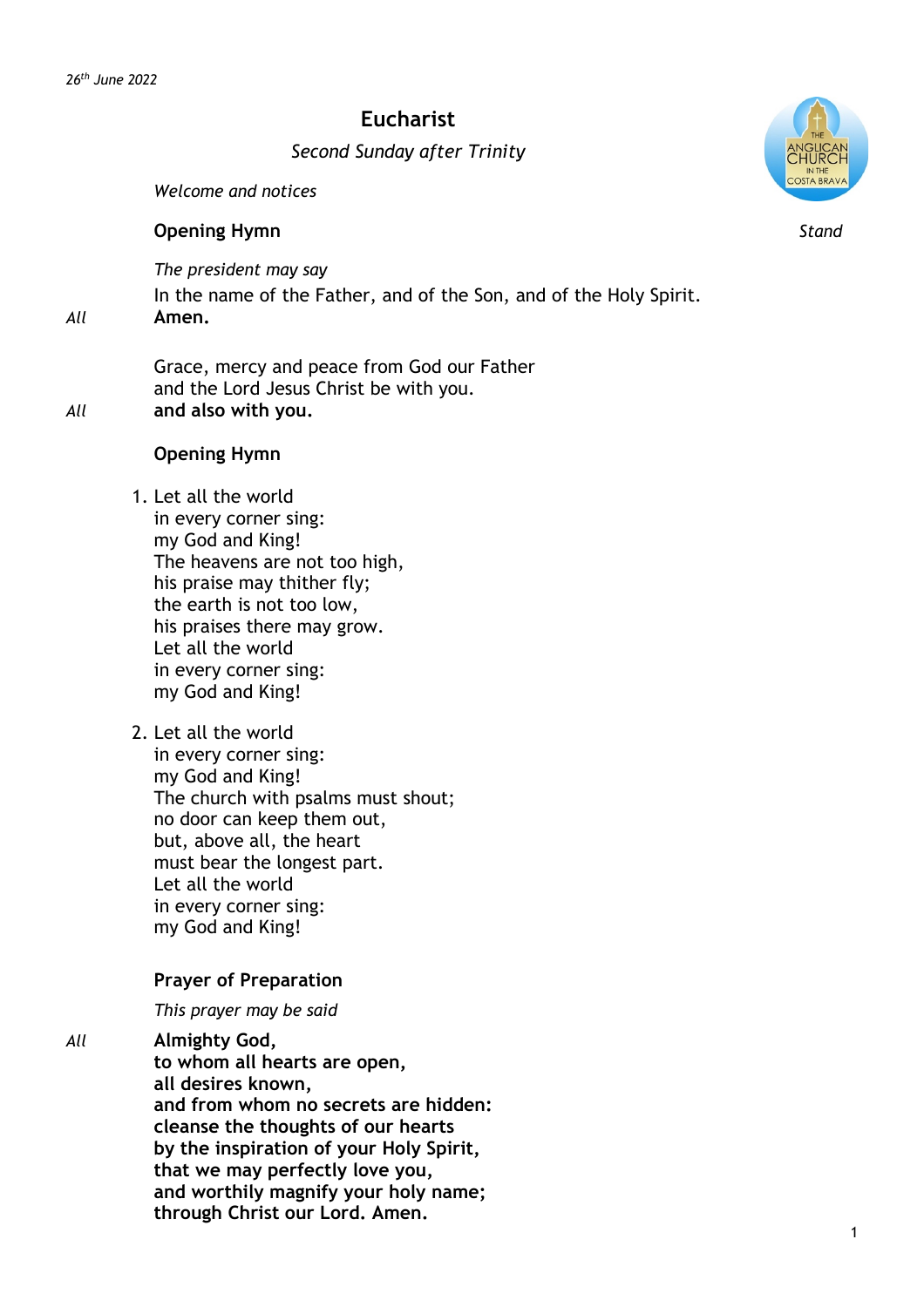*26th June 2022*

# Eucharist

*Second Sunday after Trinity*

*Welcome and notices*

**Opening Hymn** *Stand*

*The president may say*

In the name of the Father, and of the Son, and of the Holy Spirit.

*All* **Amen.**

Grace, mercy and peace from God our Father
and the Lord Jesus Christ be with you.

*All* **and also with you.**

**Opening Hymn**

1. Let all the world
in every corner sing:
my God and King!
The heavens are not too high,
his praise may thither fly;
the earth is not too low,
his praises there may grow.
Let all the world
in every corner sing:
my God and King!

2. Let all the world
in every corner sing:
my God and King!
The church with psalms must shout;
no door can keep them out,
but, above all, the heart
must bear the longest part.
Let all the world
in every corner sing:
my God and King!

**Prayer of Preparation**

*This prayer may be said*

*All* **Almighty God,
to whom all hearts are open,
all desires known,
and from whom no secrets are hidden:
cleanse the thoughts of our hearts
by the inspiration of your Holy Spirit,
that we may perfectly love you,
and worthily magnify your holy name;
through Christ our Lord. Amen.**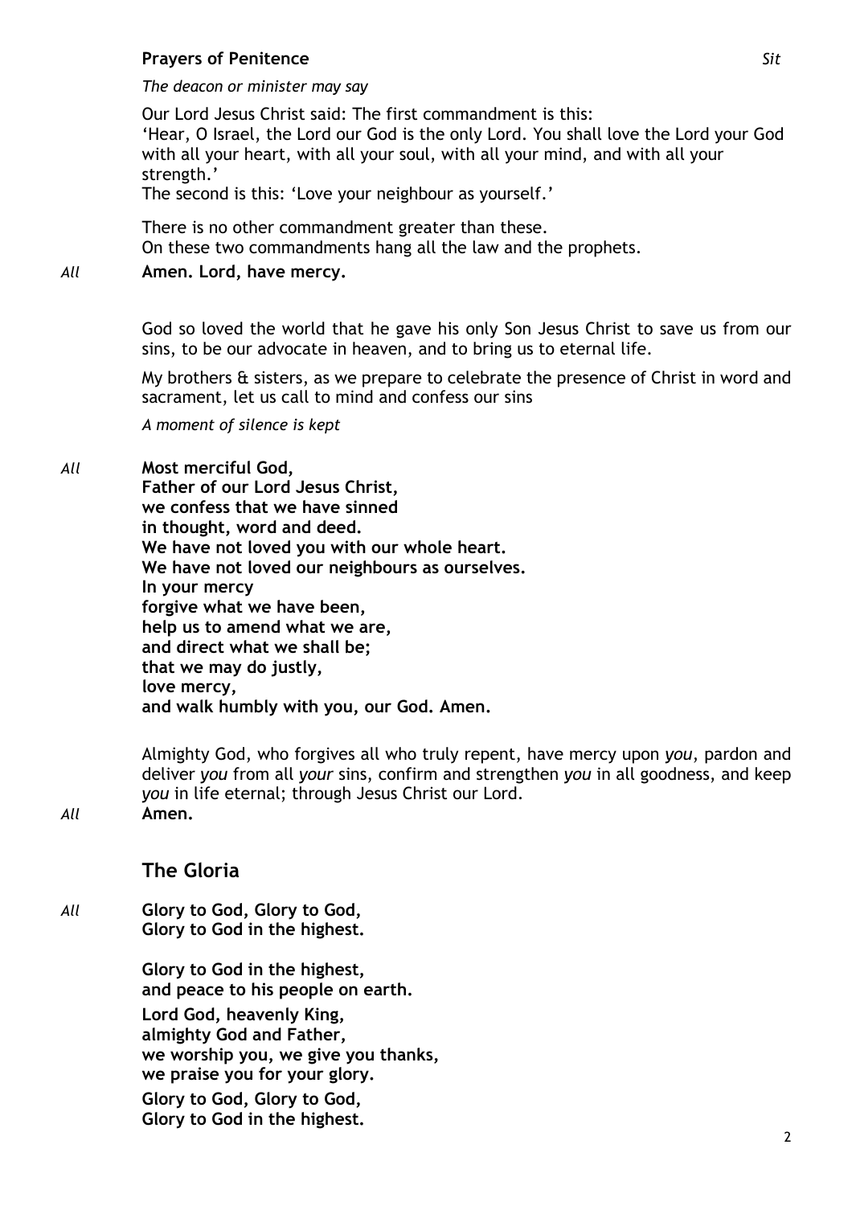**Prayers of Penitence** *Sit*

*The deacon or minister may say*

Our Lord Jesus Christ said: The first commandment is this:
'Hear, O Israel, the Lord our God is the only Lord. You shall love the Lord your God with all your heart, with all your soul, with all your mind, and with all your strength.'
The second is this: 'Love your neighbour as yourself.'

There is no other commandment greater than these.
On these two commandments hang all the law and the prophets.

*All* **Amen. Lord, have mercy.**

God so loved the world that he gave his only Son Jesus Christ to save us from our sins, to be our advocate in heaven, and to bring us to eternal life.

My brothers & sisters, as we prepare to celebrate the presence of Christ in word and sacrament, let us call to mind and confess our sins

*A moment of silence is kept*

*All* **Most merciful God,**
**Father of our Lord Jesus Christ,**
**we confess that we have sinned**
**in thought, word and deed.**
**We have not loved you with our whole heart.**
**We have not loved our neighbours as ourselves.**
**In your mercy**
**forgive what we have been,**
**help us to amend what we are,**
**and direct what we shall be;**
**that we may do justly,**
**love mercy,**
**and walk humbly with you, our God. Amen.**

Almighty God, who forgives all who truly repent, have mercy upon *you*, pardon and deliver *you* from all *your* sins, confirm and strengthen *you* in all goodness, and keep *you* in life eternal; through Jesus Christ our Lord.

*All* **Amen.**

## The Gloria

*All* **Glory to God, Glory to God,**
**Glory to God in the highest.**

**Glory to God in the highest,**
**and peace to his people on earth.**

**Lord God, heavenly King,**
**almighty God and Father,**
**we worship you, we give you thanks,**
**we praise you for your glory.**

**Glory to God, Glory to God,**
**Glory to God in the highest.**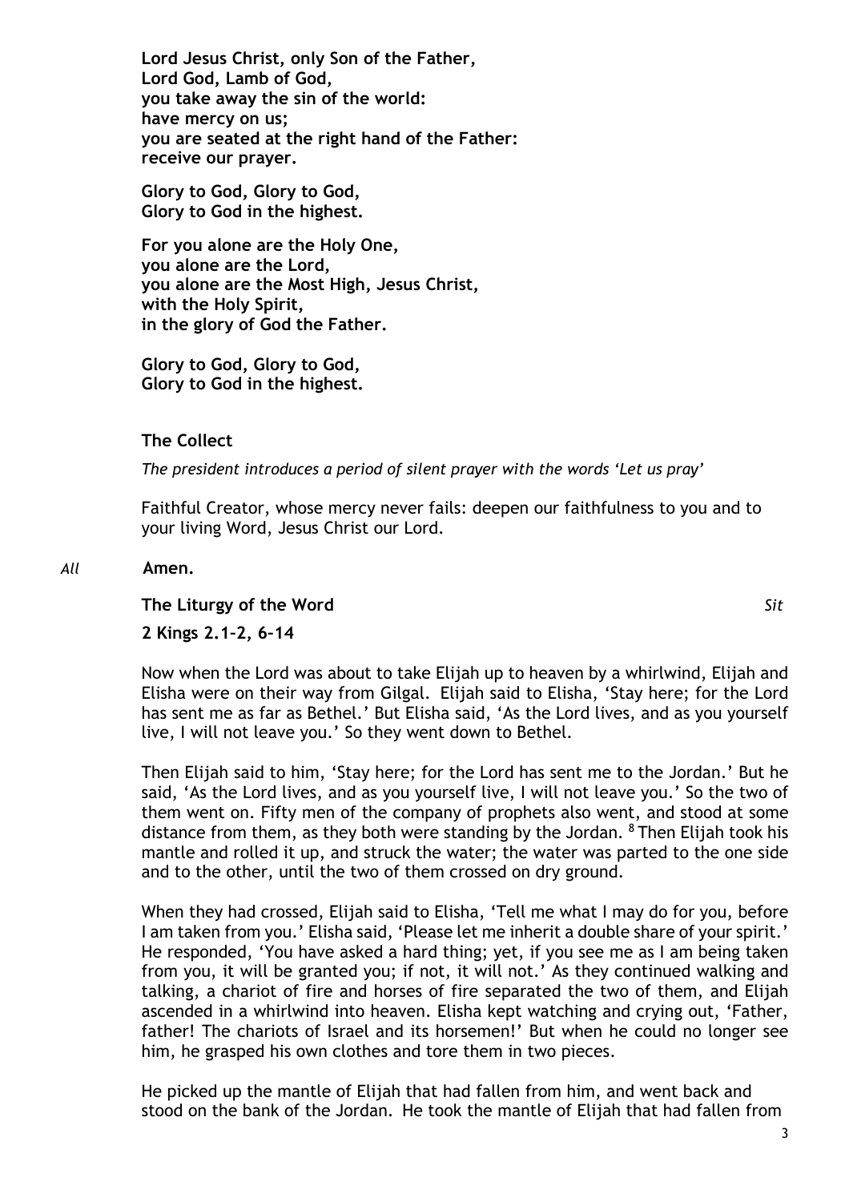**Lord Jesus Christ, only Son of the Father,**
**Lord God, Lamb of God,**
**you take away the sin of the world:**
**have mercy on us;**
**you are seated at the right hand of the Father:**
**receive our prayer.**

**Glory to God, Glory to God,**
**Glory to God in the highest.**

**For you alone are the Holy One,**
**you alone are the Lord,**
**you alone are the Most High, Jesus Christ,**
**with the Holy Spirit,**
**in the glory of God the Father.**

**Glory to God, Glory to God,**
**Glory to God in the highest.**

### The Collect

*The president introduces a period of silent prayer with the words 'Let us pray'*

Faithful Creator, whose mercy never fails: deepen our faithfulness to you and to your living Word, Jesus Christ our Lord.

*All* **Amen.**

### The Liturgy of the Word *Sit*

**2 Kings 2.1–2, 6–14**

Now when the Lord was about to take Elijah up to heaven by a whirlwind, Elijah and Elisha were on their way from Gilgal. Elijah said to Elisha, 'Stay here; for the Lord has sent me as far as Bethel.' But Elisha said, 'As the Lord lives, and as you yourself live, I will not leave you.' So they went down to Bethel.

Then Elijah said to him, 'Stay here; for the Lord has sent me to the Jordan.' But he said, 'As the Lord lives, and as you yourself live, I will not leave you.' So the two of them went on. Fifty men of the company of prophets also went, and stood at some distance from them, as they both were standing by the Jordan. [8] Then Elijah took his mantle and rolled it up, and struck the water; the water was parted to the one side and to the other, until the two of them crossed on dry ground.

When they had crossed, Elijah said to Elisha, 'Tell me what I may do for you, before I am taken from you.' Elisha said, 'Please let me inherit a double share of your spirit.' He responded, 'You have asked a hard thing; yet, if you see me as I am being taken from you, it will be granted you; if not, it will not.' As they continued walking and talking, a chariot of fire and horses of fire separated the two of them, and Elijah ascended in a whirlwind into heaven. Elisha kept watching and crying out, 'Father, father! The chariots of Israel and its horsemen!' But when he could no longer see him, he grasped his own clothes and tore them in two pieces.

He picked up the mantle of Elijah that had fallen from him, and went back and stood on the bank of the Jordan. He took the mantle of Elijah that had fallen from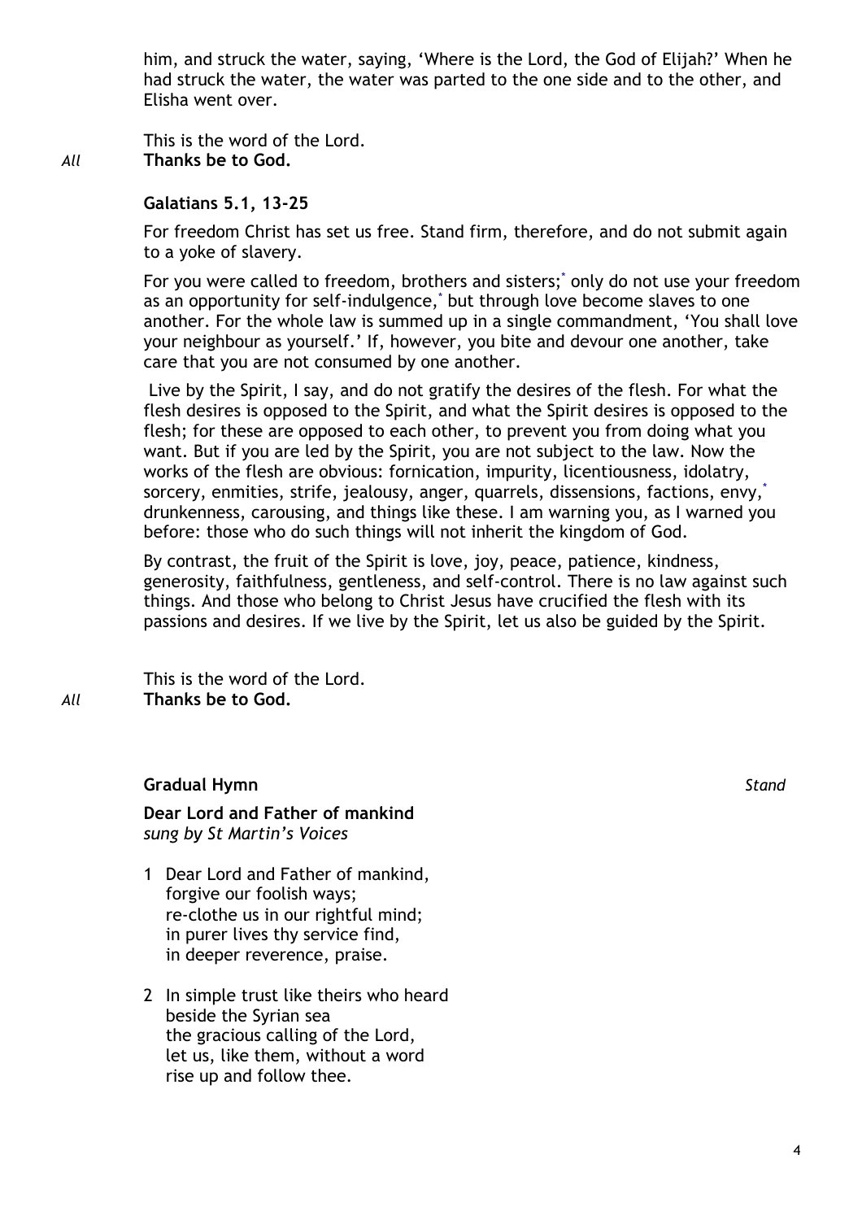him, and struck the water, saying, 'Where is the Lord, the God of Elijah?' When he had struck the water, the water was parted to the one side and to the other, and Elisha went over.

This is the word of the Lord.
*All* **Thanks be to God.**

**Galatians 5.1, 13-25**

For freedom Christ has set us free. Stand firm, therefore, and do not submit again to a yoke of slavery.

For you were called to freedom, brothers and sisters;[*] only do not use your freedom as an opportunity for self-indulgence,[*] but through love become slaves to one another. For the whole law is summed up in a single commandment, 'You shall love your neighbour as yourself.' If, however, you bite and devour one another, take care that you are not consumed by one another.

Live by the Spirit, I say, and do not gratify the desires of the flesh. For what the flesh desires is opposed to the Spirit, and what the Spirit desires is opposed to the flesh; for these are opposed to each other, to prevent you from doing what you want. But if you are led by the Spirit, you are not subject to the law. Now the works of the flesh are obvious: fornication, impurity, licentiousness, idolatry, sorcery, enmities, strife, jealousy, anger, quarrels, dissensions, factions, envy,[*] drunkenness, carousing, and things like these. I am warning you, as I warned you before: those who do such things will not inherit the kingdom of God.

By contrast, the fruit of the Spirit is love, joy, peace, patience, kindness, generosity, faithfulness, gentleness, and self-control. There is no law against such things. And those who belong to Christ Jesus have crucified the flesh with its passions and desires. If we live by the Spirit, let us also be guided by the Spirit.

This is the word of the Lord.
*All* **Thanks be to God.**

**Gradual Hymn** *Stand*

**Dear Lord and Father of mankind**
*sung by St Martin's Voices*

1 Dear Lord and Father of mankind,
forgive our foolish ways;
re-clothe us in our rightful mind;
in purer lives thy service find,
in deeper reverence, praise.

2 In simple trust like theirs who heard
beside the Syrian sea
the gracious calling of the Lord,
let us, like them, without a word
rise up and follow thee.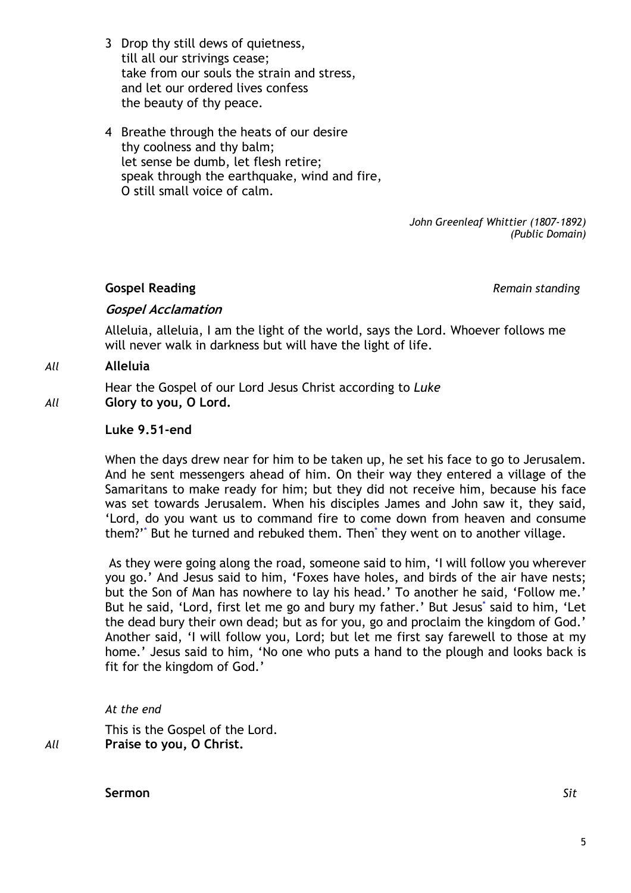3 Drop thy still dews of quietness,  
   till all our strivings cease;  
   take from our souls the strain and stress,  
   and let our ordered lives confess  
   the beauty of thy peace.

4 Breathe through the heats of our desire  
   thy coolness and thy balm;  
   let sense be dumb, let flesh retire;  
   speak through the earthquake, wind and fire,  
   O still small voice of calm.

*John Greenleaf Whittier (1807-1892)*  
*(Public Domain)*

**Gospel Reading** *Remain standing*

***Gospel Acclamation***

Alleluia, alleluia, I am the light of the world, says the Lord. Whoever follows me will never walk in darkness but will have the light of life.

*All* **Alleluia**

Hear the Gospel of our Lord Jesus Christ according to *Luke*

*All* **Glory to you, O Lord.**

**Luke 9.51-end**

When the days drew near for him to be taken up, he set his face to go to Jerusalem. And he sent messengers ahead of him. On their way they entered a village of the Samaritans to make ready for him; but they did not receive him, because his face was set towards Jerusalem. When his disciples James and John saw it, they said, 'Lord, do you want us to command fire to come down from heaven and consume them?'* But he turned and rebuked them. Then* they went on to another village.

As they were going along the road, someone said to him, 'I will follow you wherever you go.' And Jesus said to him, 'Foxes have holes, and birds of the air have nests; but the Son of Man has nowhere to lay his head.' To another he said, 'Follow me.' But he said, 'Lord, first let me go and bury my father.' But Jesus* said to him, 'Let the dead bury their own dead; but as for you, go and proclaim the kingdom of God.' Another said, 'I will follow you, Lord; but let me first say farewell to those at my home.' Jesus said to him, 'No one who puts a hand to the plough and looks back is fit for the kingdom of God.'

*At the end*

This is the Gospel of the Lord.

*All* **Praise to you, O Christ.**

**Sermon** *Sit*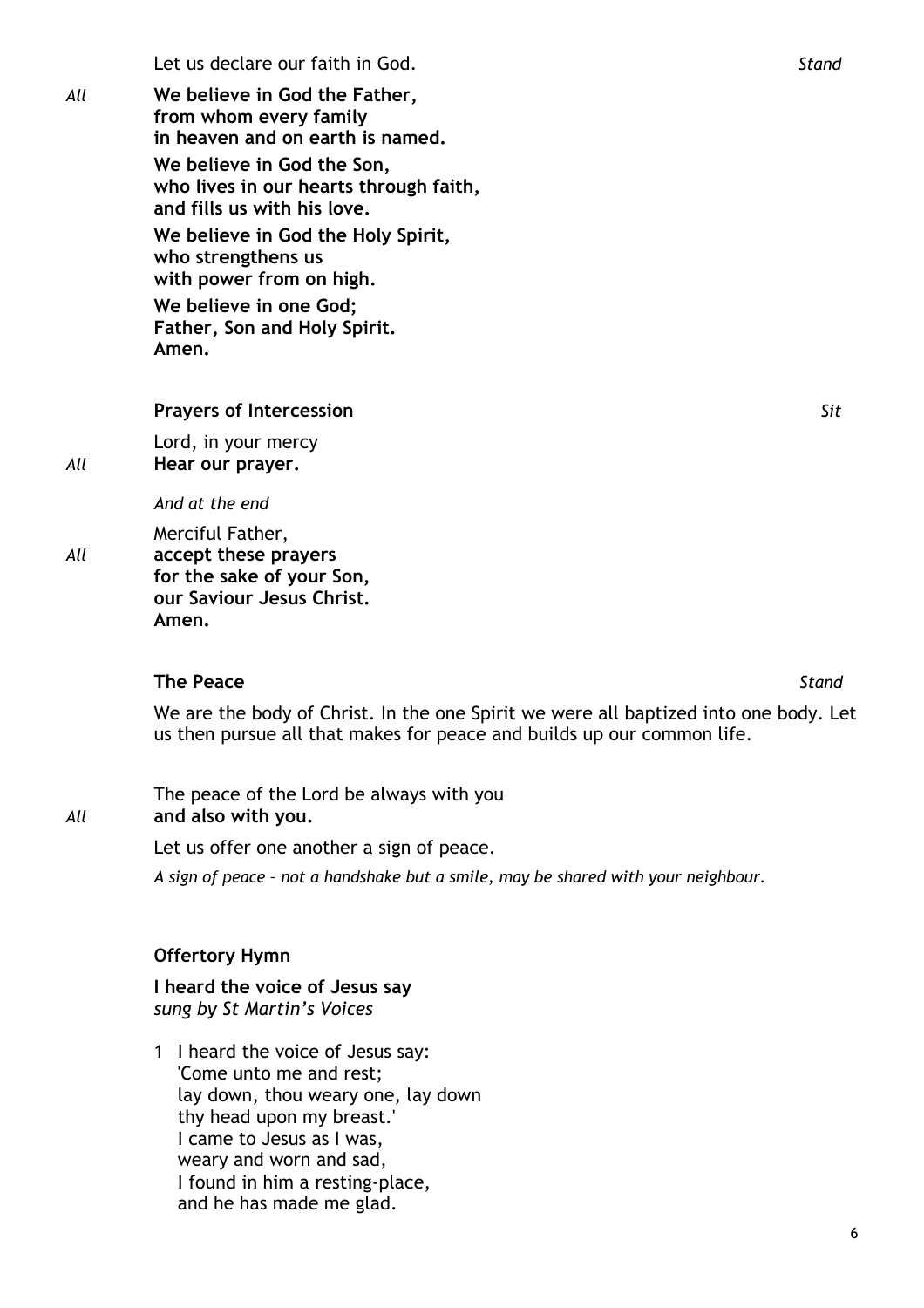Let us declare our faith in God. *Stand*

*All* **We believe in God the Father,**
**from whom every family**
**in heaven and on earth is named.**

**We believe in God the Son,**
**who lives in our hearts through faith,**
**and fills us with his love.**

**We believe in God the Holy Spirit,**
**who strengthens us**
**with power from on high.**

**We believe in one God;**
**Father, Son and Holy Spirit.**
**Amen.**

### Prayers of Intercession *Sit*

Lord, in your mercy
*All* **Hear our prayer.**

*And at the end*

Merciful Father,
*All* **accept these prayers**
**for the sake of your Son,**
**our Saviour Jesus Christ.**
**Amen.**

### The Peace *Stand*

We are the body of Christ. In the one Spirit we were all baptized into one body. Let us then pursue all that makes for peace and builds up our common life.

The peace of the Lord be always with you
*All* **and also with you.**

Let us offer one another a sign of peace.

*A sign of peace – not a handshake but a smile, may be shared with your neighbour.*

### Offertory Hymn

**I heard the voice of Jesus say**
*sung by St Martin's Voices*

1 I heard the voice of Jesus say:
'Come unto me and rest;
lay down, thou weary one, lay down
thy head upon my breast.'
I came to Jesus as I was,
weary and worn and sad,
I found in him a resting-place,
and he has made me glad.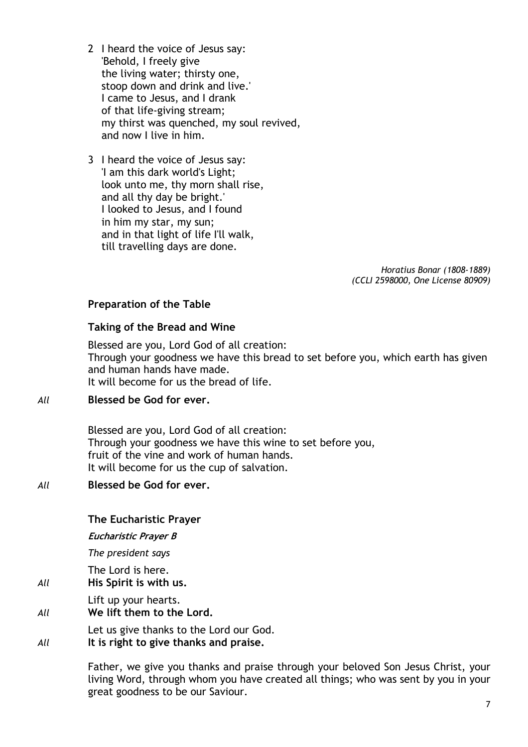2 I heard the voice of Jesus say:  
'Behold, I freely give  
the living water; thirsty one,  
stoop down and drink and live.'  
I came to Jesus, and I drank  
of that life-giving stream;  
my thirst was quenched, my soul revived,  
and now I live in him.

3 I heard the voice of Jesus say:  
'I am this dark world's Light;  
look unto me, thy morn shall rise,  
and all thy day be bright.'  
I looked to Jesus, and I found  
in him my star, my sun;  
and in that light of life I'll walk,  
till travelling days are done.

*Horatius Bonar (1808-1889)*  
*(CCLI 2598000, One License 80909)*

**Preparation of the Table**

**Taking of the Bread and Wine**

Blessed are you, Lord God of all creation:  
Through your goodness we have this bread to set before you, which earth has given and human hands have made.  
It will become for us the bread of life.

*All* **Blessed be God for ever.**

Blessed are you, Lord God of all creation:  
Through your goodness we have this wine to set before you,  
fruit of the vine and work of human hands.  
It will become for us the cup of salvation.

*All* **Blessed be God for ever.**

**The Eucharistic Prayer**

***Eucharistic Prayer B***

*The president says*

The Lord is here.  
*All* **His Spirit is with us.**

Lift up your hearts.  
*All* **We lift them to the Lord.**

Let us give thanks to the Lord our God.  
*All* **It is right to give thanks and praise.**

Father, we give you thanks and praise through your beloved Son Jesus Christ, your living Word, through whom you have created all things; who was sent by you in your great goodness to be our Saviour.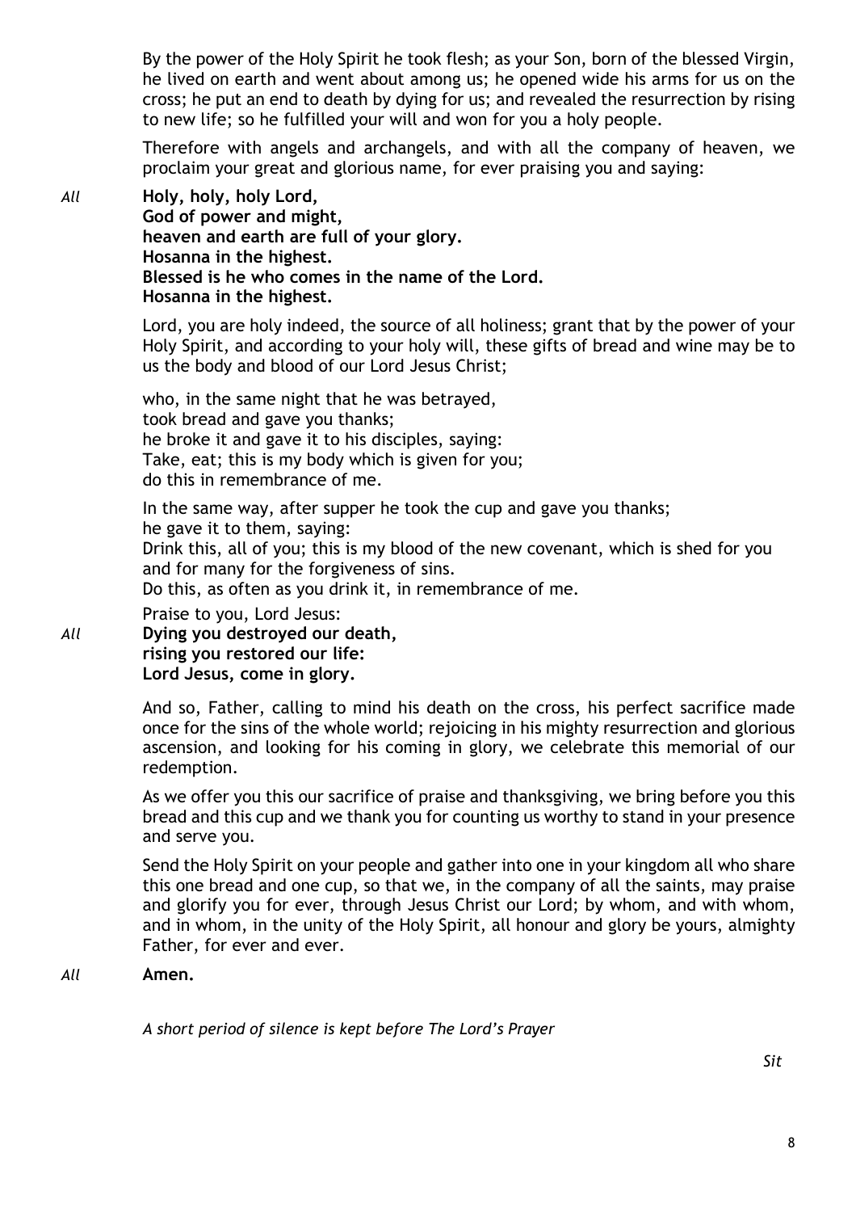By the power of the Holy Spirit he took flesh; as your Son, born of the blessed Virgin, he lived on earth and went about among us; he opened wide his arms for us on the cross; he put an end to death by dying for us; and revealed the resurrection by rising to new life; so he fulfilled your will and won for you a holy people.

Therefore with angels and archangels, and with all the company of heaven, we proclaim your great and glorious name, for ever praising you and saying:

*All* **Holy, holy, holy Lord,**
**God of power and might,**
**heaven and earth are full of your glory.**
**Hosanna in the highest.**
**Blessed is he who comes in the name of the Lord.**
**Hosanna in the highest.**

Lord, you are holy indeed, the source of all holiness; grant that by the power of your Holy Spirit, and according to your holy will, these gifts of bread and wine may be to us the body and blood of our Lord Jesus Christ;

who, in the same night that he was betrayed,
took bread and gave you thanks;
he broke it and gave it to his disciples, saying:
Take, eat; this is my body which is given for you;
do this in remembrance of me.

In the same way, after supper he took the cup and gave you thanks;
he gave it to them, saying:
Drink this, all of you; this is my blood of the new covenant, which is shed for you and for many for the forgiveness of sins.
Do this, as often as you drink it, in remembrance of me.

Praise to you, Lord Jesus:

*All* **Dying you destroyed our death,**
**rising you restored our life:**
**Lord Jesus, come in glory.**

And so, Father, calling to mind his death on the cross, his perfect sacrifice made once for the sins of the whole world; rejoicing in his mighty resurrection and glorious ascension, and looking for his coming in glory, we celebrate this memorial of our redemption.

As we offer you this our sacrifice of praise and thanksgiving, we bring before you this bread and this cup and we thank you for counting us worthy to stand in your presence and serve you.

Send the Holy Spirit on your people and gather into one in your kingdom all who share this one bread and one cup, so that we, in the company of all the saints, may praise and glorify you for ever, through Jesus Christ our Lord; by whom, and with whom, and in whom, in the unity of the Holy Spirit, all honour and glory be yours, almighty Father, for ever and ever.

*All* **Amen.**

*A short period of silence is kept before The Lord's Prayer*

*Sit*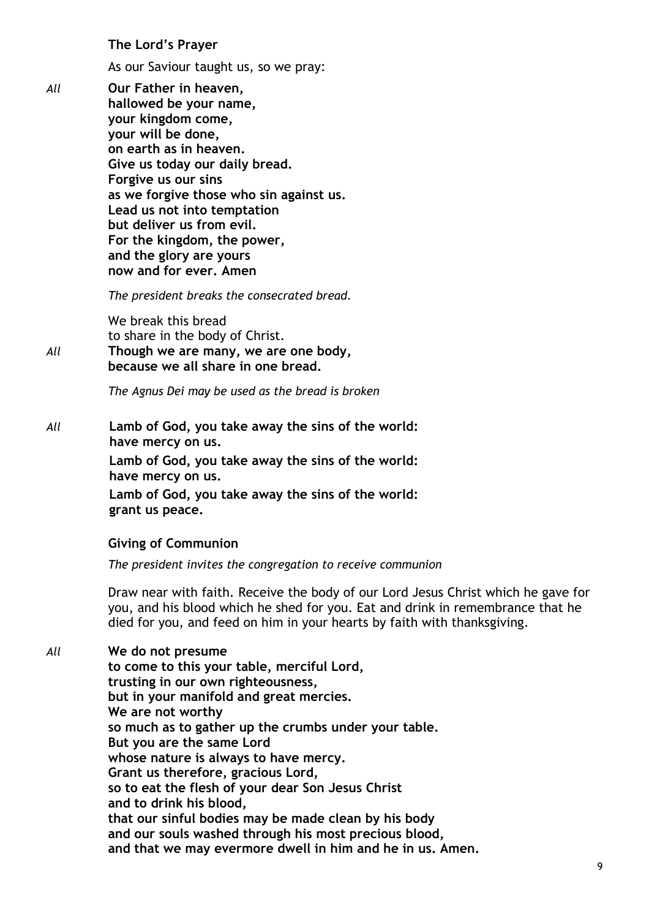### The Lord's Prayer

As our Saviour taught us, so we pray:

*All* **Our Father in heaven,**
**hallowed be your name,**
**your kingdom come,**
**your will be done,**
**on earth as in heaven.**
**Give us today our daily bread.**
**Forgive us our sins**
**as we forgive those who sin against us.**
**Lead us not into temptation**
**but deliver us from evil.**
**For the kingdom, the power,**
**and the glory are yours**
**now and for ever. Amen**

*The president breaks the consecrated bread.*

We break this bread
to share in the body of Christ.

*All* **Though we are many, we are one body,**
**because we all share in one bread.**

*The Agnus Dei may be used as the bread is broken*

*All* **Lamb of God, you take away the sins of the world:**
**have mercy on us.**
**Lamb of God, you take away the sins of the world:**
**have mercy on us.**
**Lamb of God, you take away the sins of the world:**
**grant us peace.**

### Giving of Communion

*The president invites the congregation to receive communion*

Draw near with faith. Receive the body of our Lord Jesus Christ which he gave for you, and his blood which he shed for you. Eat and drink in remembrance that he died for you, and feed on him in your hearts by faith with thanksgiving.

*All* **We do not presume**
**to come to this your table, merciful Lord,**
**trusting in our own righteousness,**
**but in your manifold and great mercies.**
**We are not worthy**
**so much as to gather up the crumbs under your table.**
**But you are the same Lord**
**whose nature is always to have mercy.**
**Grant us therefore, gracious Lord,**
**so to eat the flesh of your dear Son Jesus Christ**
**and to drink his blood,**
**that our sinful bodies may be made clean by his body**
**and our souls washed through his most precious blood,**
**and that we may evermore dwell in him and he in us. Amen.**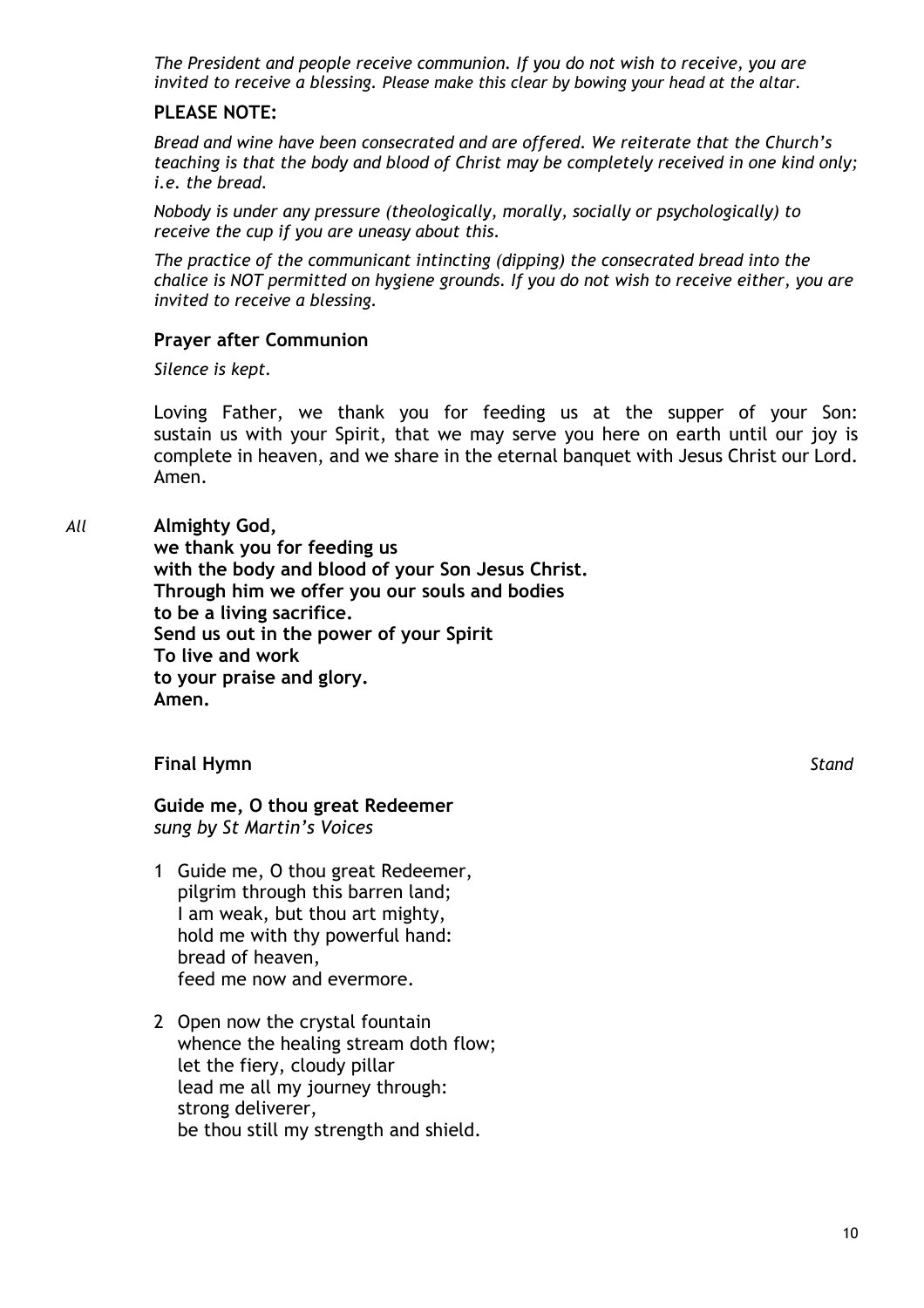*The President and people receive communion. If you do not wish to receive, you are invited to receive a blessing. Please make this clear by bowing your head at the altar.*

**PLEASE NOTE:**

*Bread and wine have been consecrated and are offered. We reiterate that the Church's teaching is that the body and blood of Christ may be completely received in one kind only; i.e. the bread.*

*Nobody is under any pressure (theologically, morally, socially or psychologically) to receive the cup if you are uneasy about this.*

*The practice of the communicant intincting (dipping) the consecrated bread into the chalice is NOT permitted on hygiene grounds. If you do not wish to receive either, you are invited to receive a blessing.*

### Prayer after Communion

*Silence is kept.*

Loving Father, we thank you for feeding us at the supper of your Son: sustain us with your Spirit, that we may serve you here on earth until our joy is complete in heaven, and we share in the eternal banquet with Jesus Christ our Lord. Amen.

*All* **Almighty God,**
**we thank you for feeding us**
**with the body and blood of your Son Jesus Christ.**
**Through him we offer you our souls and bodies**
**to be a living sacrifice.**
**Send us out in the power of your Spirit**
**To live and work**
**to your praise and glory.**
**Amen.**

### Final Hymn *Stand*

**Guide me, O thou great Redeemer**
*sung by St Martin's Voices*

1 Guide me, O thou great Redeemer,
pilgrim through this barren land;
I am weak, but thou art mighty,
hold me with thy powerful hand:
bread of heaven,
feed me now and evermore.

2 Open now the crystal fountain
whence the healing stream doth flow;
let the fiery, cloudy pillar
lead me all my journey through:
strong deliverer,
be thou still my strength and shield.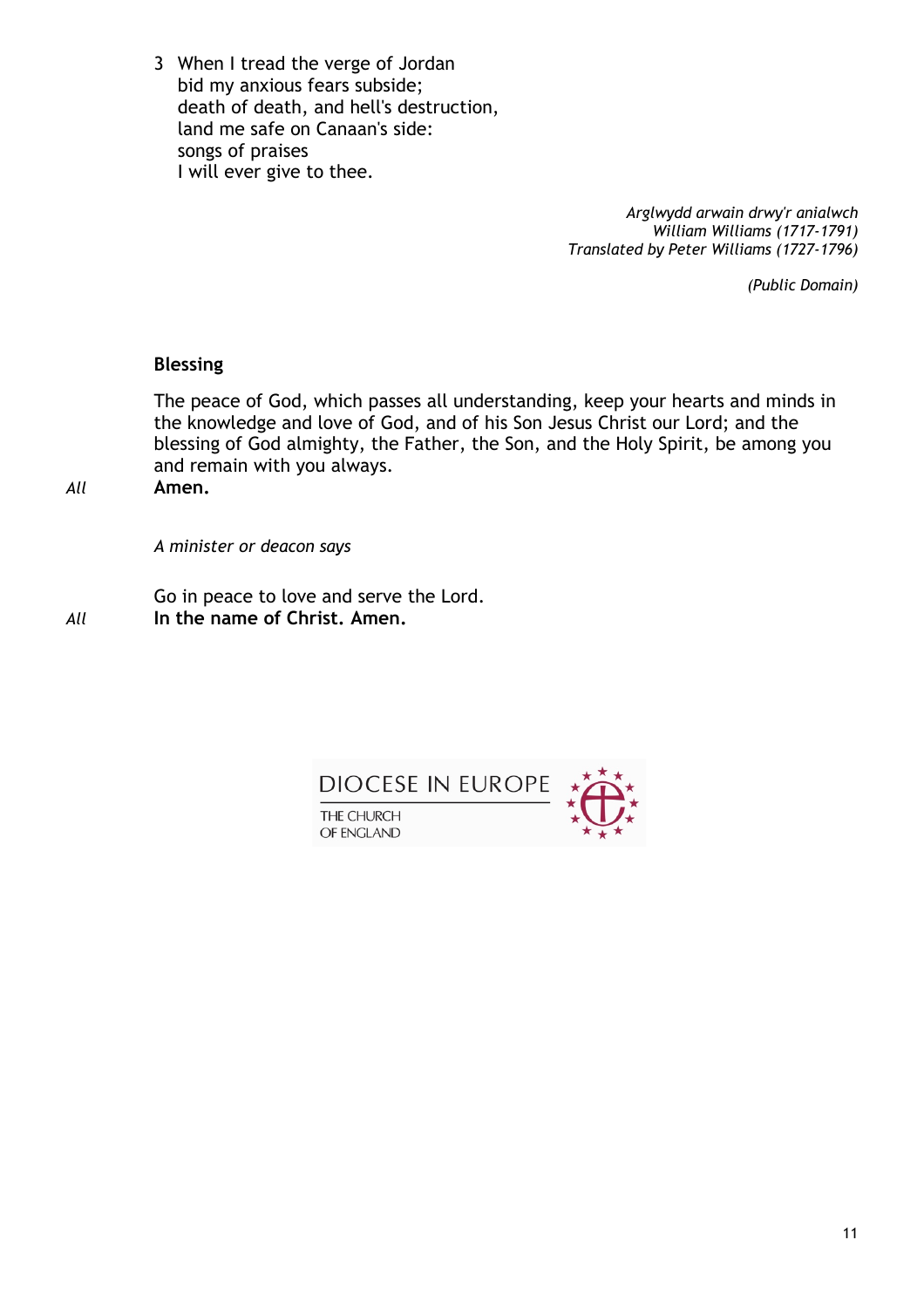3 When I tread the verge of Jordan
bid my anxious fears subside;
death of death, and hell's destruction,
land me safe on Canaan's side:
songs of praises
I will ever give to thee.

*Arglwydd arwain drwy'r anialwch*
*William Williams (1717-1791)*
*Translated by Peter Williams (1727-1796)*

*(Public Domain)*

**Blessing**

The peace of God, which passes all understanding, keep your hearts and minds in the knowledge and love of God, and of his Son Jesus Christ our Lord; and the blessing of God almighty, the Father, the Son, and the Holy Spirit, be among you and remain with you always.

*All* **Amen.**

*A minister or deacon says*

Go in peace to love and serve the Lord.

*All* **In the name of Christ. Amen.**

DIOCESE IN EUROPE
THE CHURCH OF ENGLAND